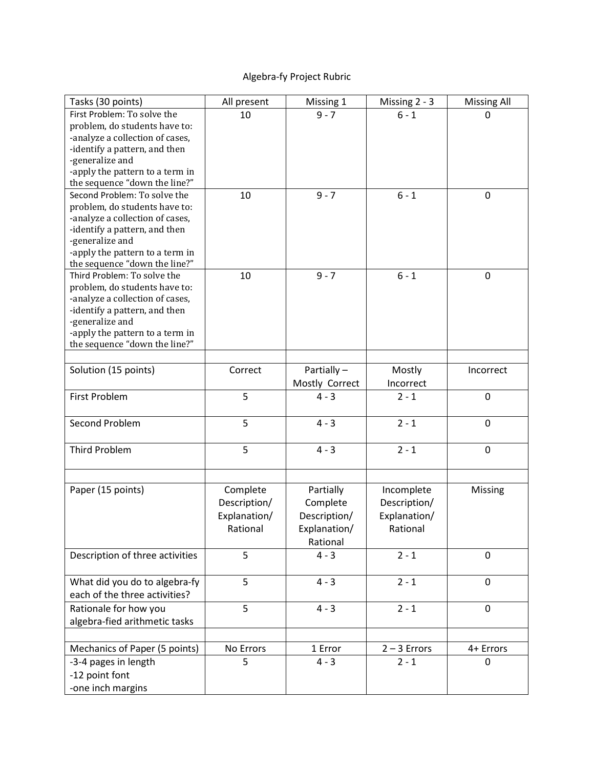# Algebra-fy Project Rubric

| Tasks (30 points) | All present | Missing 1 | Missing 2 - 3 | Missing All |
|---|---|---|---|---|
| First Problem: To solve the problem, do students have to:<br>-analyze a collection of cases,<br>-identify a pattern, and then<br>-generalize and<br>-apply the pattern to a term in the sequence "down the line?" | 10 | 9 - 7 | 6 - 1 | 0 |
| Second Problem: To solve the problem, do students have to:<br>-analyze a collection of cases,<br>-identify a pattern, and then<br>-generalize and<br>-apply the pattern to a term in the sequence "down the line?" | 10 | 9 - 7 | 6 - 1 | 0 |
| Third Problem: To solve the problem, do students have to:<br>-analyze a collection of cases,<br>-identify a pattern, and then<br>-generalize and<br>-apply the pattern to a term in the sequence "down the line?" | 10 | 9 - 7 | 6 - 1 | 0 |
| | | | | |
| Solution (15 points) | Correct | Partially – Mostly Correct | Mostly Incorrect | Incorrect |
| First Problem | 5 | 4 - 3 | 2 - 1 | 0 |
| Second Problem | 5 | 4 - 3 | 2 - 1 | 0 |
| Third Problem | 5 | 4 - 3 | 2 - 1 | 0 |
| | | | | |
| Paper (15 points) | Complete Description/ Explanation/ Rational | Partially Complete Description/ Explanation/ Rational | Incomplete Description/ Explanation/ Rational | Missing |
| Description of three activities | 5 | 4 - 3 | 2 - 1 | 0 |
| What did you do to algebra-fy each of the three activities? | 5 | 4 - 3 | 2 - 1 | 0 |
| Rationale for how you algebra-fied arithmetic tasks | 5 | 4 - 3 | 2 - 1 | 0 |
| | | | | |
| Mechanics of Paper (5 points) | No Errors | 1 Error | 2 – 3 Errors | 4+ Errors |
| -3-4 pages in length<br>-12 point font<br>-one inch margins | 5 | 4 - 3 | 2 - 1 | 0 |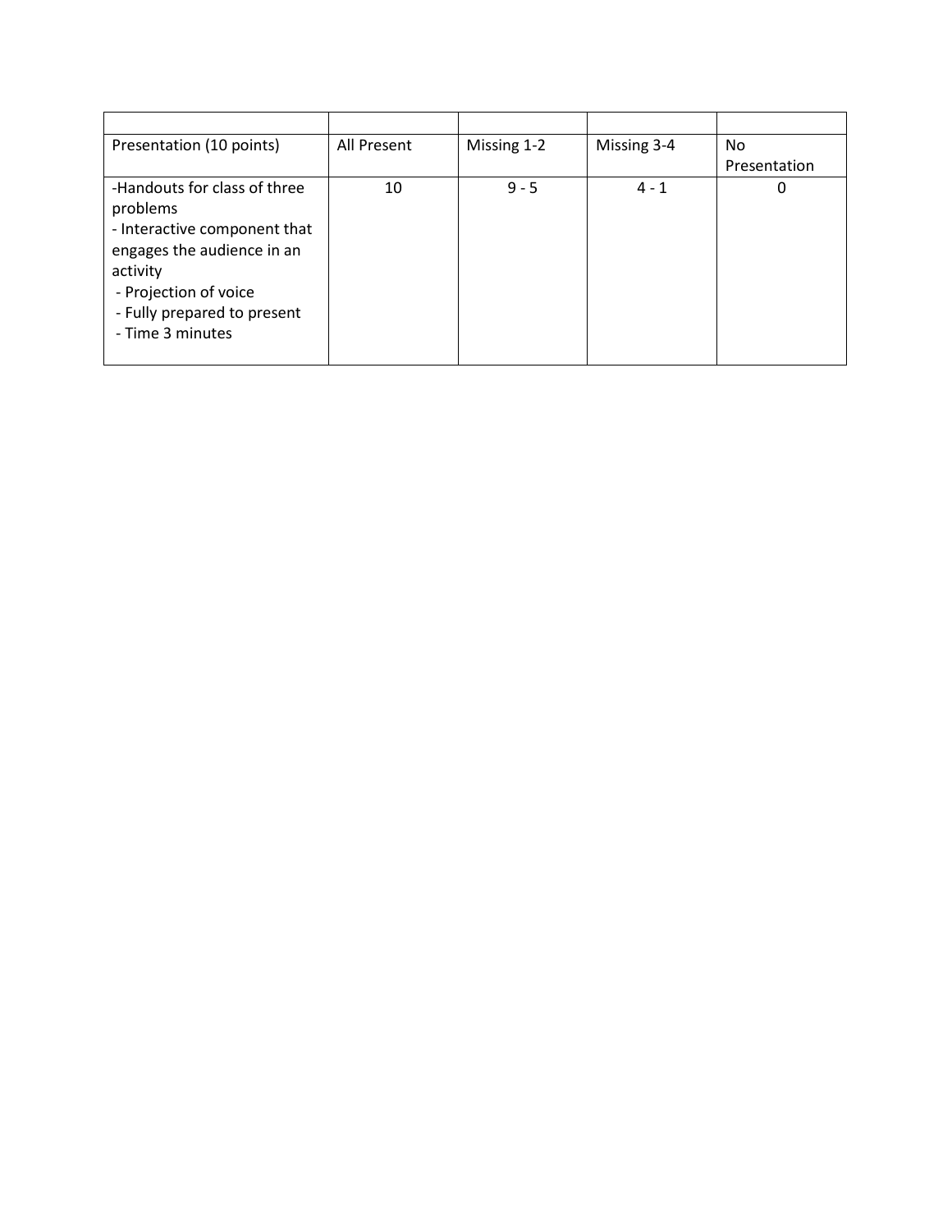| | | | | |
|---|---|---|---|---|
| Presentation (10 points) | All Present | Missing 1-2 | Missing 3-4 | No Presentation |
| -Handouts for class of three problems<br>- Interactive component that engages the audience in an activity<br>- Projection of voice<br>- Fully prepared to present<br>- Time 3 minutes | 10 | 9 - 5 | 4 - 1 | 0 |